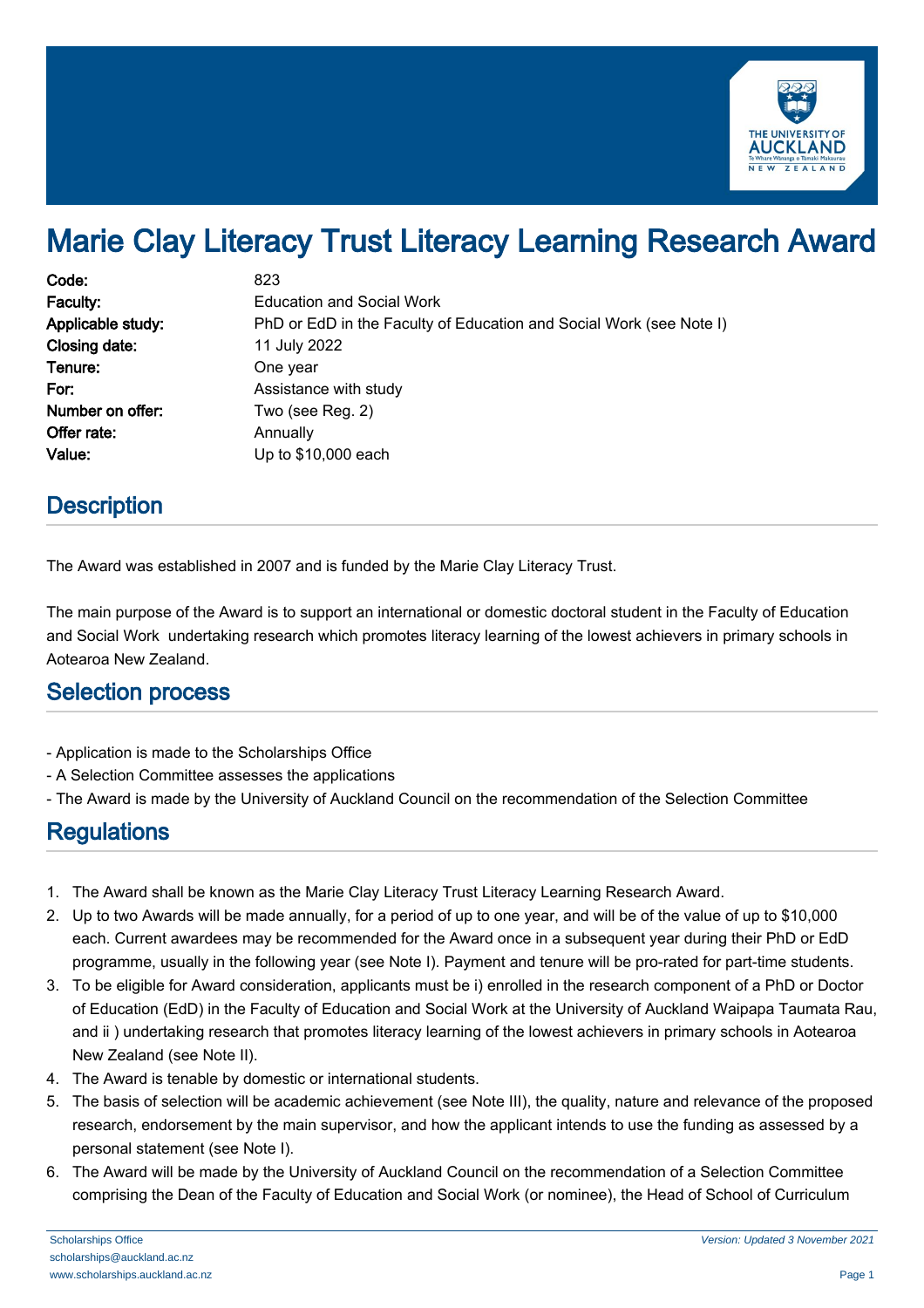# Marie Clay Literacy Trust Literacy Learning Research Award

| | |
|---|---|
| **Code:** | 823 |
| **Faculty:** | Education and Social Work |
| **Applicable study:** | PhD or EdD in the Faculty of Education and Social Work (see Note I) |
| **Closing date:** | 11 July 2022 |
| **Tenure:** | One year |
| **For:** | Assistance with study |
| **Number on offer:** | Two (see Reg. 2) |
| **Offer rate:** | Annually |
| **Value:** | Up to $10,000 each |

## Description

The Award was established in 2007 and is funded by the Marie Clay Literacy Trust.

The main purpose of the Award is to support an international or domestic doctoral student in the Faculty of Education and Social Work undertaking research which promotes literacy learning of the lowest achievers in primary schools in Aotearoa New Zealand.

## Selection process

- Application is made to the Scholarships Office
- A Selection Committee assesses the applications
- The Award is made by the University of Auckland Council on the recommendation of the Selection Committee

## Regulations

1. The Award shall be known as the Marie Clay Literacy Trust Literacy Learning Research Award.
2. Up to two Awards will be made annually, for a period of up to one year, and will be of the value of up to $10,000 each. Current awardees may be recommended for the Award once in a subsequent year during their PhD or EdD programme, usually in the following year (see Note I). Payment and tenure will be pro-rated for part-time students.
3. To be eligible for Award consideration, applicants must be i) enrolled in the research component of a PhD or Doctor of Education (EdD) in the Faculty of Education and Social Work at the University of Auckland Waipapa Taumata Rau, and ii ) undertaking research that promotes literacy learning of the lowest achievers in primary schools in Aotearoa New Zealand (see Note II).
4. The Award is tenable by domestic or international students.
5. The basis of selection will be academic achievement (see Note III), the quality, nature and relevance of the proposed research, endorsement by the main supervisor, and how the applicant intends to use the funding as assessed by a personal statement (see Note I).
6. The Award will be made by the University of Auckland Council on the recommendation of a Selection Committee comprising the Dean of the Faculty of Education and Social Work (or nominee), the Head of School of Curriculum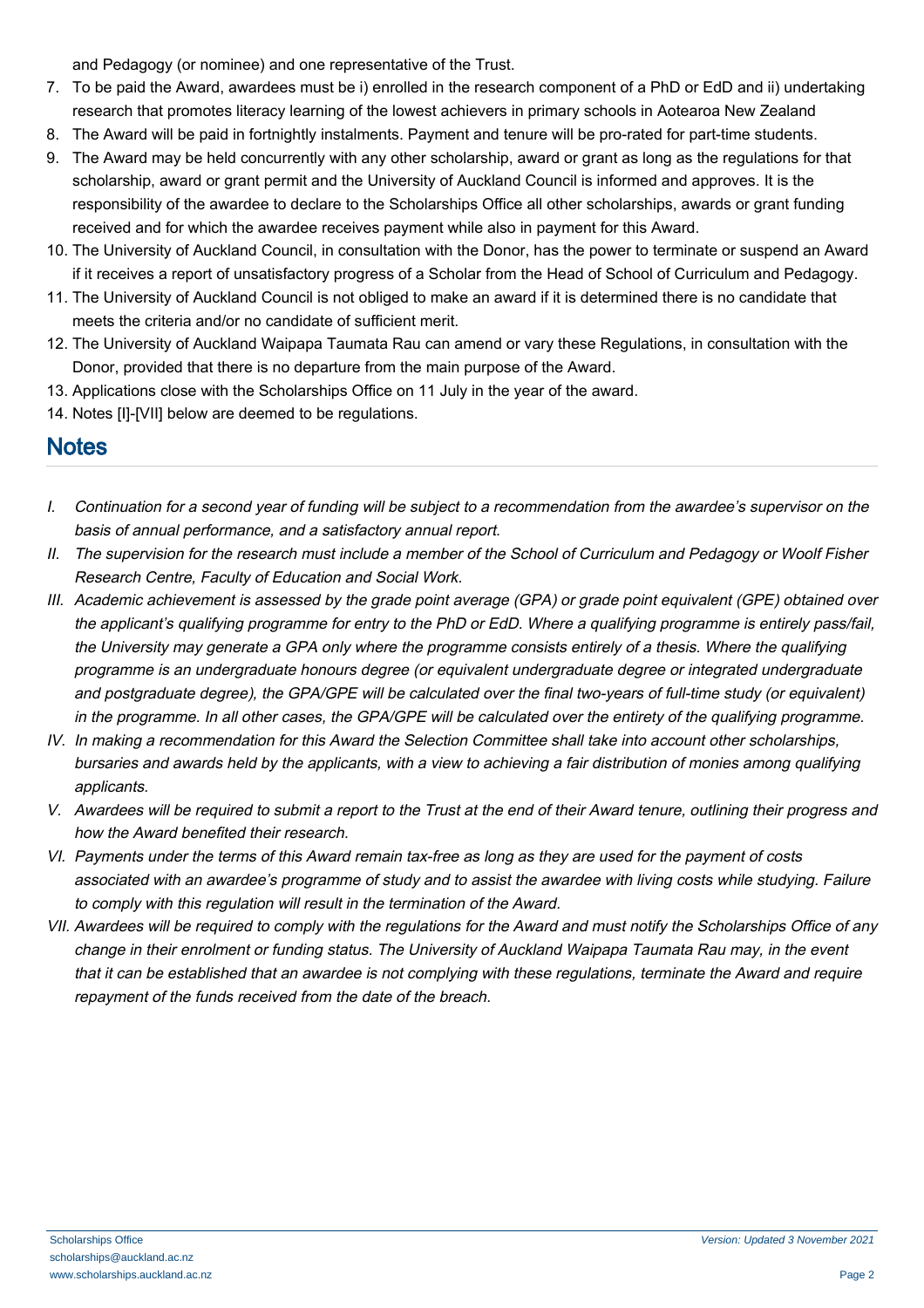and Pedagogy (or nominee) and one representative of the Trust.

7. To be paid the Award, awardees must be i) enrolled in the research component of a PhD or EdD and ii) undertaking research that promotes literacy learning of the lowest achievers in primary schools in Aotearoa New Zealand
8. The Award will be paid in fortnightly instalments. Payment and tenure will be pro-rated for part-time students.
9. The Award may be held concurrently with any other scholarship, award or grant as long as the regulations for that scholarship, award or grant permit and the University of Auckland Council is informed and approves. It is the responsibility of the awardee to declare to the Scholarships Office all other scholarships, awards or grant funding received and for which the awardee receives payment while also in payment for this Award.
10. The University of Auckland Council, in consultation with the Donor, has the power to terminate or suspend an Award if it receives a report of unsatisfactory progress of a Scholar from the Head of School of Curriculum and Pedagogy.
11. The University of Auckland Council is not obliged to make an award if it is determined there is no candidate that meets the criteria and/or no candidate of sufficient merit.
12. The University of Auckland Waipapa Taumata Rau can amend or vary these Regulations, in consultation with the Donor, provided that there is no departure from the main purpose of the Award.
13. Applications close with the Scholarships Office on 11 July in the year of the award.
14. Notes [I]-[VII] below are deemed to be regulations.

## Notes

*I. Continuation for a second year of funding will be subject to a recommendation from the awardee's supervisor on the basis of annual performance, and a satisfactory annual report.*

*II. The supervision for the research must include a member of the School of Curriculum and Pedagogy or Woolf Fisher Research Centre, Faculty of Education and Social Work.*

*III. Academic achievement is assessed by the grade point average (GPA) or grade point equivalent (GPE) obtained over the applicant's qualifying programme for entry to the PhD or EdD. Where a qualifying programme is entirely pass/fail, the University may generate a GPA only where the programme consists entirely of a thesis. Where the qualifying programme is an undergraduate honours degree (or equivalent undergraduate degree or integrated undergraduate and postgraduate degree), the GPA/GPE will be calculated over the final two-years of full-time study (or equivalent) in the programme. In all other cases, the GPA/GPE will be calculated over the entirety of the qualifying programme.*

*IV. In making a recommendation for this Award the Selection Committee shall take into account other scholarships, bursaries and awards held by the applicants, with a view to achieving a fair distribution of monies among qualifying applicants.*

*V. Awardees will be required to submit a report to the Trust at the end of their Award tenure, outlining their progress and how the Award benefited their research.*

*VI. Payments under the terms of this Award remain tax-free as long as they are used for the payment of costs associated with an awardee's programme of study and to assist the awardee with living costs while studying. Failure to comply with this regulation will result in the termination of the Award.*

*VII. Awardees will be required to comply with the regulations for the Award and must notify the Scholarships Office of any change in their enrolment or funding status. The University of Auckland Waipapa Taumata Rau may, in the event that it can be established that an awardee is not complying with these regulations, terminate the Award and require repayment of the funds received from the date of the breach.*